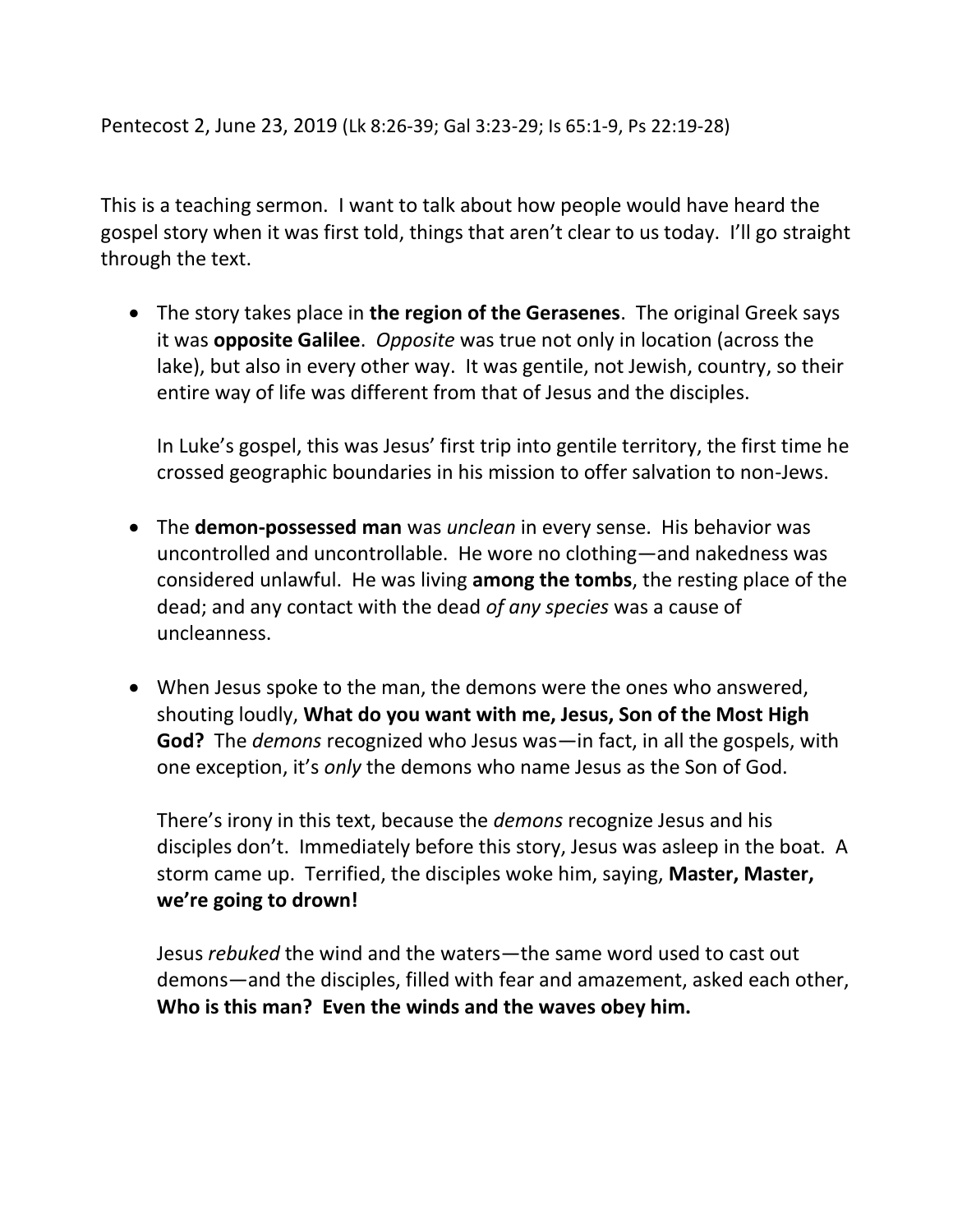Pentecost 2, June 23, 2019 (Lk 8:26-39; Gal 3:23-29; Is 65:1-9, Ps 22:19-28)

This is a teaching sermon. I want to talk about how people would have heard the gospel story when it was first told, things that aren't clear to us today. I'll go straight through the text.

- The story takes place in **the region of the Gerasenes**. The original Greek says it was **opposite Galilee**. *Opposite* was true not only in location (across the lake), but also in every other way. It was gentile, not Jewish, country, so their entire way of life was different from that of Jesus and the disciples.

  In Luke's gospel, this was Jesus' first trip into gentile territory, the first time he crossed geographic boundaries in his mission to offer salvation to non-Jews.

- The **demon-possessed man** was *unclean* in every sense. His behavior was uncontrolled and uncontrollable. He wore no clothing—and nakedness was considered unlawful. He was living **among the tombs**, the resting place of the dead; and any contact with the dead *of any species* was a cause of uncleanness.

- When Jesus spoke to the man, the demons were the ones who answered, shouting loudly, **What do you want with me, Jesus, Son of the Most High God?** The *demons* recognized who Jesus was—in fact, in all the gospels, with one exception, it's *only* the demons who name Jesus as the Son of God.

  There's irony in this text, because the *demons* recognize Jesus and his disciples don't. Immediately before this story, Jesus was asleep in the boat. A storm came up. Terrified, the disciples woke him, saying, **Master, Master, we're going to drown!**

  Jesus *rebuked* the wind and the waters—the same word used to cast out demons—and the disciples, filled with fear and amazement, asked each other, **Who is this man? Even the winds and the waves obey him.**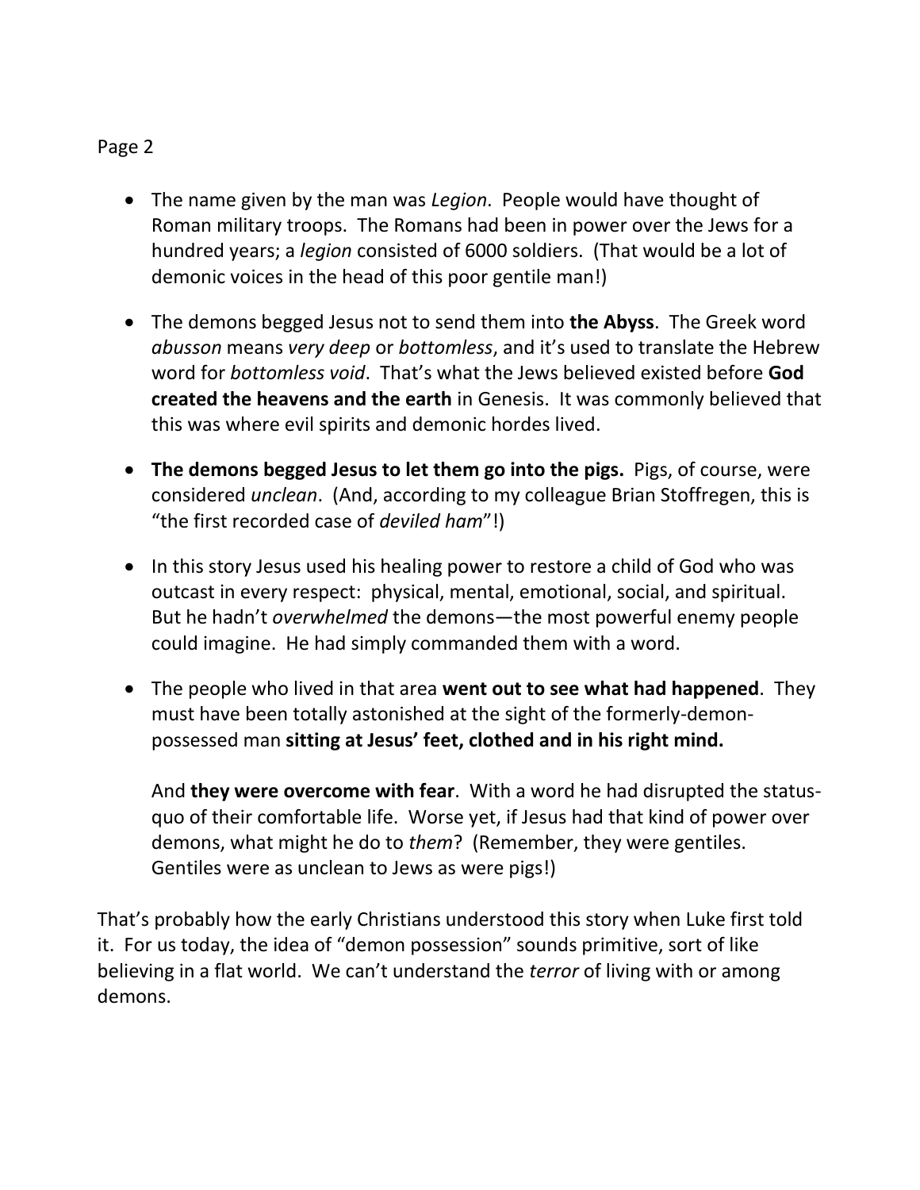- The name given by the man was *Legion*. People would have thought of Roman military troops. The Romans had been in power over the Jews for a hundred years; a *legion* consisted of 6000 soldiers. (That would be a lot of demonic voices in the head of this poor gentile man!)

- The demons begged Jesus not to send them into **the Abyss**. The Greek word *abusson* means *very deep* or *bottomless*, and it's used to translate the Hebrew word for *bottomless void*. That's what the Jews believed existed before **God created the heavens and the earth** in Genesis. It was commonly believed that this was where evil spirits and demonic hordes lived.

- **The demons begged Jesus to let them go into the pigs.** Pigs, of course, were considered *unclean*. (And, according to my colleague Brian Stoffregen, this is "the first recorded case of *deviled ham*"!)

- In this story Jesus used his healing power to restore a child of God who was outcast in every respect: physical, mental, emotional, social, and spiritual. But he hadn't *overwhelmed* the demons—the most powerful enemy people could imagine. He had simply commanded them with a word.

- The people who lived in that area **went out to see what had happened**. They must have been totally astonished at the sight of the formerly-demon-possessed man **sitting at Jesus' feet, clothed and in his right mind.**

  And **they were overcome with fear**. With a word he had disrupted the status-quo of their comfortable life. Worse yet, if Jesus had that kind of power over demons, what might he do to *them*? (Remember, they were gentiles. Gentiles were as unclean to Jews as were pigs!)

That's probably how the early Christians understood this story when Luke first told it. For us today, the idea of "demon possession" sounds primitive, sort of like believing in a flat world. We can't understand the *terror* of living with or among demons.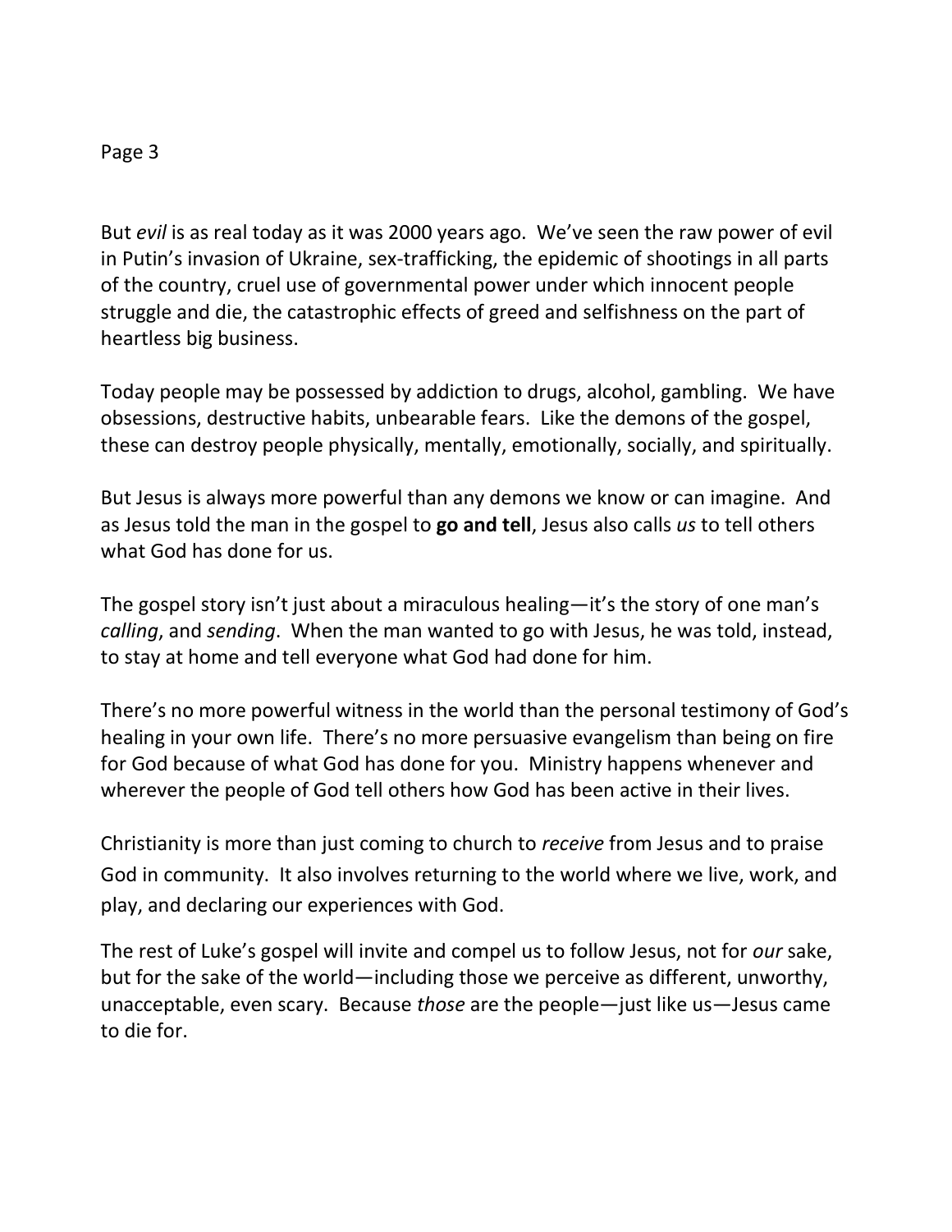But *evil* is as real today as it was 2000 years ago. We've seen the raw power of evil in Putin's invasion of Ukraine, sex-trafficking, the epidemic of shootings in all parts of the country, cruel use of governmental power under which innocent people struggle and die, the catastrophic effects of greed and selfishness on the part of heartless big business.

Today people may be possessed by addiction to drugs, alcohol, gambling. We have obsessions, destructive habits, unbearable fears. Like the demons of the gospel, these can destroy people physically, mentally, emotionally, socially, and spiritually.

But Jesus is always more powerful than any demons we know or can imagine. And as Jesus told the man in the gospel to **go and tell**, Jesus also calls *us* to tell others what God has done for us.

The gospel story isn't just about a miraculous healing—it's the story of one man's *calling*, and *sending*. When the man wanted to go with Jesus, he was told, instead, to stay at home and tell everyone what God had done for him.

There's no more powerful witness in the world than the personal testimony of God's healing in your own life. There's no more persuasive evangelism than being on fire for God because of what God has done for you. Ministry happens whenever and wherever the people of God tell others how God has been active in their lives.

Christianity is more than just coming to church to *receive* from Jesus and to praise God in community. It also involves returning to the world where we live, work, and play, and declaring our experiences with God.

The rest of Luke's gospel will invite and compel us to follow Jesus, not for *our* sake, but for the sake of the world—including those we perceive as different, unworthy, unacceptable, even scary. Because *those* are the people—just like us—Jesus came to die for.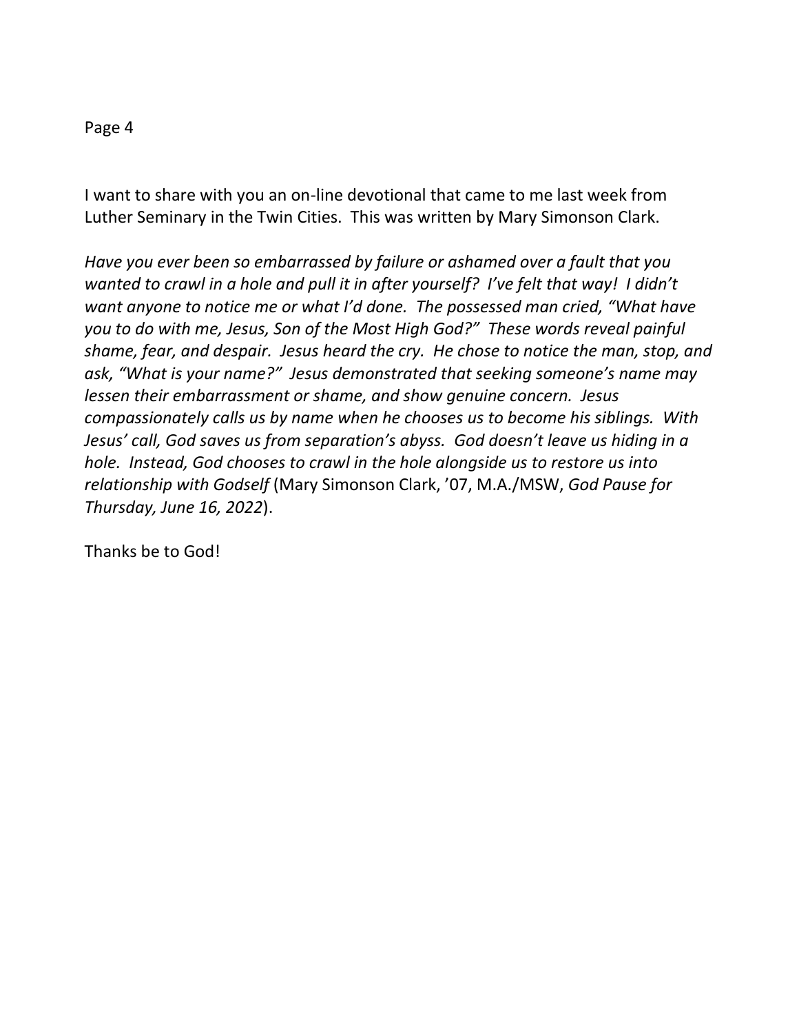I want to share with you an on-line devotional that came to me last week from Luther Seminary in the Twin Cities. This was written by Mary Simonson Clark.

*Have you ever been so embarrassed by failure or ashamed over a fault that you wanted to crawl in a hole and pull it in after yourself? I've felt that way! I didn't want anyone to notice me or what I'd done. The possessed man cried, "What have you to do with me, Jesus, Son of the Most High God?" These words reveal painful shame, fear, and despair. Jesus heard the cry. He chose to notice the man, stop, and ask, "What is your name?" Jesus demonstrated that seeking someone's name may lessen their embarrassment or shame, and show genuine concern. Jesus compassionately calls us by name when he chooses us to become his siblings. With Jesus' call, God saves us from separation's abyss. God doesn't leave us hiding in a hole. Instead, God chooses to crawl in the hole alongside us to restore us into relationship with Godself* (Mary Simonson Clark, '07, M.A./MSW, *God Pause for Thursday, June 16, 2022*).

Thanks be to God!